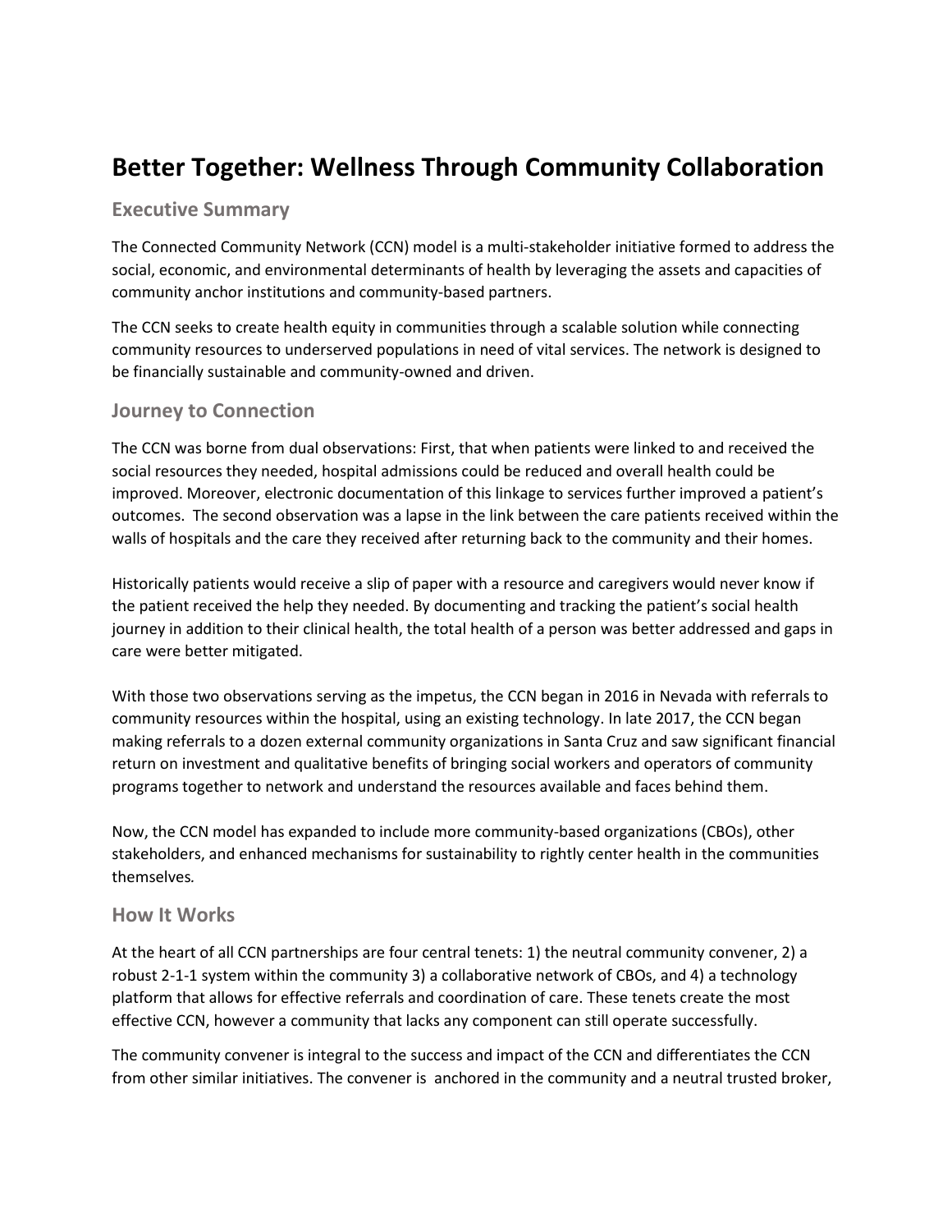# Better Together: Wellness Through Community Collaboration

## Executive Summary

The Connected Community Network (CCN) model is a multi-stakeholder initiative formed to address the social, economic, and environmental determinants of health by leveraging the assets and capacities of community anchor institutions and community-based partners.

The CCN seeks to create health equity in communities through a scalable solution while connecting community resources to underserved populations in need of vital services. The network is designed to be financially sustainable and community-owned and driven.

## Journey to Connection

The CCN was borne from dual observations: First, that when patients were linked to and received the social resources they needed, hospital admissions could be reduced and overall health could be improved. Moreover, electronic documentation of this linkage to services further improved a patient's outcomes. The second observation was a lapse in the link between the care patients received within the walls of hospitals and the care they received after returning back to the community and their homes.

Historically patients would receive a slip of paper with a resource and caregivers would never know if the patient received the help they needed. By documenting and tracking the patient's social health journey in addition to their clinical health, the total health of a person was better addressed and gaps in care were better mitigated.

With those two observations serving as the impetus, the CCN began in 2016 in Nevada with referrals to community resources within the hospital, using an existing technology. In late 2017, the CCN began making referrals to a dozen external community organizations in Santa Cruz and saw significant financial return on investment and qualitative benefits of bringing social workers and operators of community programs together to network and understand the resources available and faces behind them.

Now, the CCN model has expanded to include more community-based organizations (CBOs), other stakeholders, and enhanced mechanisms for sustainability to rightly center health in the communities themselves.

## How It Works

At the heart of all CCN partnerships are four central tenets: 1) the neutral community convener, 2) a robust 2-1-1 system within the community 3) a collaborative network of CBOs, and 4) a technology platform that allows for effective referrals and coordination of care. These tenets create the most effective CCN, however a community that lacks any component can still operate successfully.

The community convener is integral to the success and impact of the CCN and differentiates the CCN from other similar initiatives. The convener is anchored in the community and a neutral trusted broker,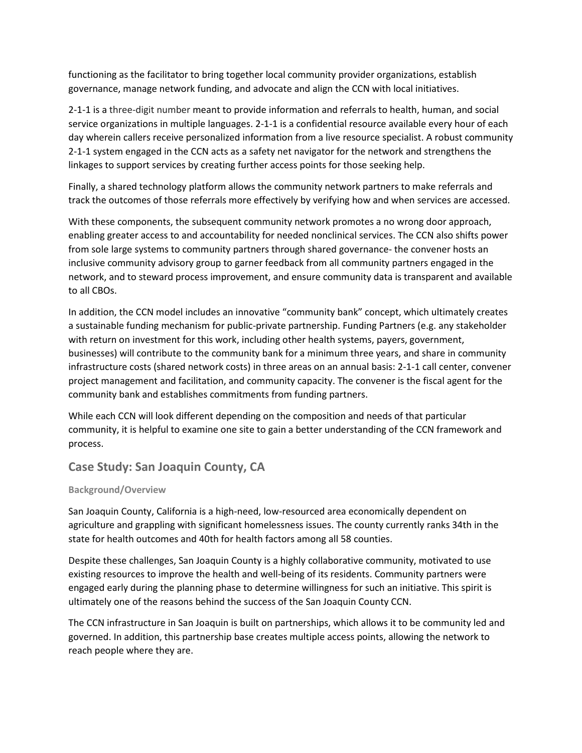functioning as the facilitator to bring together local community provider organizations, establish governance, manage network funding, and advocate and align the CCN with local initiatives.

2-1-1 is a three-digit number meant to provide information and referrals to health, human, and social service organizations in multiple languages. 2-1-1 is a confidential resource available every hour of each day wherein callers receive personalized information from a live resource specialist. A robust community 2-1-1 system engaged in the CCN acts as a safety net navigator for the network and strengthens the linkages to support services by creating further access points for those seeking help.

Finally, a shared technology platform allows the community network partners to make referrals and track the outcomes of those referrals more effectively by verifying how and when services are accessed.

With these components, the subsequent community network promotes a no wrong door approach, enabling greater access to and accountability for needed nonclinical services. The CCN also shifts power from sole large systems to community partners through shared governance- the convener hosts an inclusive community advisory group to garner feedback from all community partners engaged in the network, and to steward process improvement, and ensure community data is transparent and available to all CBOs.

In addition, the CCN model includes an innovative "community bank" concept, which ultimately creates a sustainable funding mechanism for public-private partnership. Funding Partners (e.g. any stakeholder with return on investment for this work, including other health systems, payers, government, businesses) will contribute to the community bank for a minimum three years, and share in community infrastructure costs (shared network costs) in three areas on an annual basis: 2-1-1 call center, convener project management and facilitation, and community capacity. The convener is the fiscal agent for the community bank and establishes commitments from funding partners.

While each CCN will look different depending on the composition and needs of that particular community, it is helpful to examine one site to gain a better understanding of the CCN framework and process.

## Case Study: San Joaquin County, CA

### Background/Overview

San Joaquin County, California is a high-need, low-resourced area economically dependent on agriculture and grappling with significant homelessness issues. The county currently ranks 34th in the state for health outcomes and 40th for health factors among all 58 counties.

Despite these challenges, San Joaquin County is a highly collaborative community, motivated to use existing resources to improve the health and well-being of its residents. Community partners were engaged early during the planning phase to determine willingness for such an initiative. This spirit is ultimately one of the reasons behind the success of the San Joaquin County CCN.

The CCN infrastructure in San Joaquin is built on partnerships, which allows it to be community led and governed. In addition, this partnership base creates multiple access points, allowing the network to reach people where they are.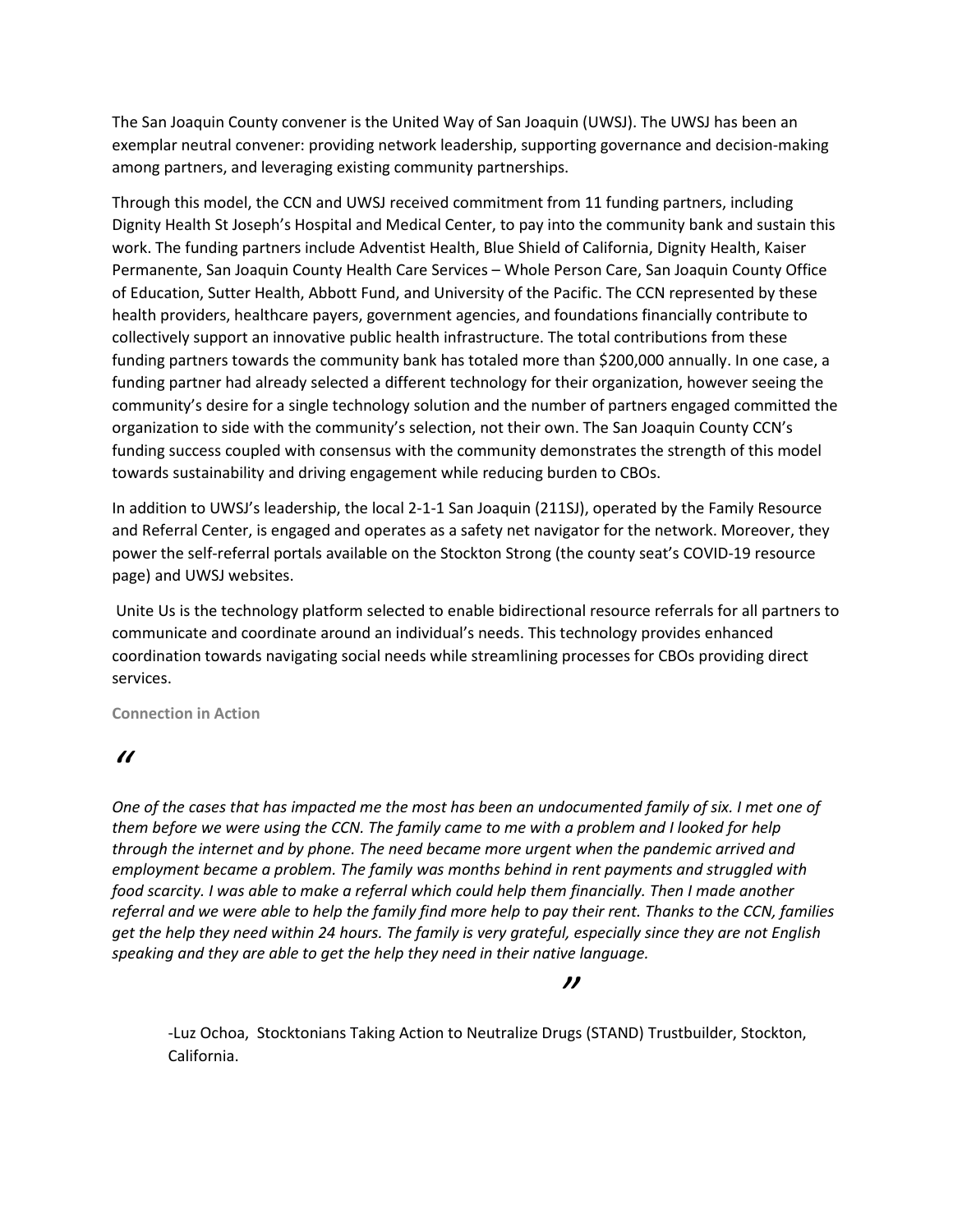The San Joaquin County convener is the United Way of San Joaquin (UWSJ). The UWSJ has been an exemplar neutral convener: providing network leadership, supporting governance and decision-making among partners, and leveraging existing community partnerships.

Through this model, the CCN and UWSJ received commitment from 11 funding partners, including Dignity Health St Joseph's Hospital and Medical Center, to pay into the community bank and sustain this work. The funding partners include Adventist Health, Blue Shield of California, Dignity Health, Kaiser Permanente, San Joaquin County Health Care Services – Whole Person Care, San Joaquin County Office of Education, Sutter Health, Abbott Fund, and University of the Pacific. The CCN represented by these health providers, healthcare payers, government agencies, and foundations financially contribute to collectively support an innovative public health infrastructure. The total contributions from these funding partners towards the community bank has totaled more than $200,000 annually. In one case, a funding partner had already selected a different technology for their organization, however seeing the community's desire for a single technology solution and the number of partners engaged committed the organization to side with the community's selection, not their own. The San Joaquin County CCN's funding success coupled with consensus with the community demonstrates the strength of this model towards sustainability and driving engagement while reducing burden to CBOs.

In addition to UWSJ's leadership, the local 2-1-1 San Joaquin (211SJ), operated by the Family Resource and Referral Center, is engaged and operates as a safety net navigator for the network. Moreover, they power the self-referral portals available on the Stockton Strong (the county seat's COVID-19 resource page) and UWSJ websites.

Unite Us is the technology platform selected to enable bidirectional resource referrals for all partners to communicate and coordinate around an individual's needs. This technology provides enhanced coordination towards navigating social needs while streamlining processes for CBOs providing direct services.

**Connection in Action**

> "
>
> *One of the cases that has impacted me the most has been an undocumented family of six. I met one of them before we were using the CCN. The family came to me with a problem and I looked for help through the internet and by phone. The need became more urgent when the pandemic arrived and employment became a problem. The family was months behind in rent payments and struggled with food scarcity. I was able to make a referral which could help them financially. Then I made another referral and we were able to help the family find more help to pay their rent. Thanks to the CCN, families get the help they need within 24 hours. The family is very grateful, especially since they are not English speaking and they are able to get the help they need in their native language.*
>
> "

-Luz Ochoa, Stocktonians Taking Action to Neutralize Drugs (STAND) Trustbuilder, Stockton, California.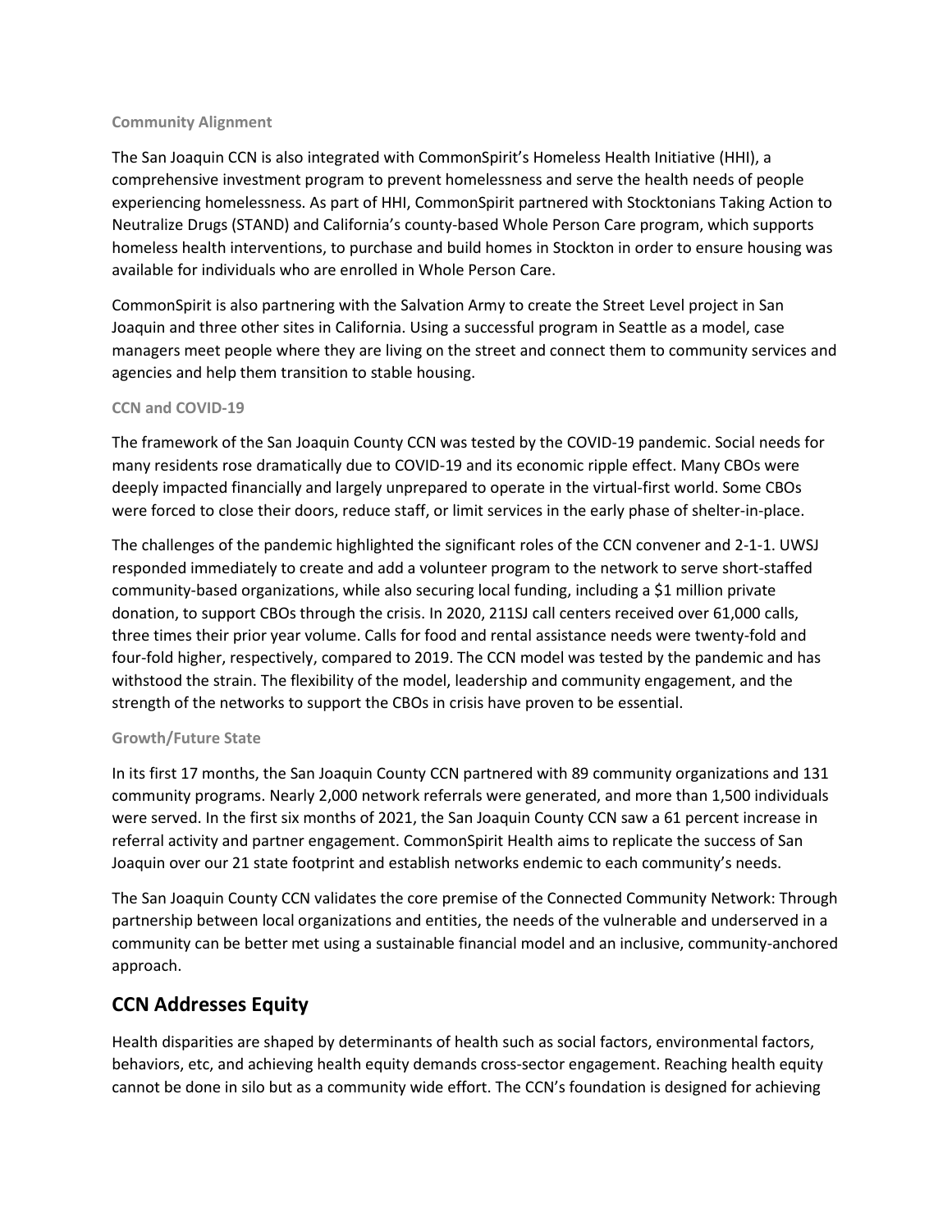### Community Alignment

The San Joaquin CCN is also integrated with CommonSpirit's Homeless Health Initiative (HHI), a comprehensive investment program to prevent homelessness and serve the health needs of people experiencing homelessness. As part of HHI, CommonSpirit partnered with Stocktonians Taking Action to Neutralize Drugs (STAND) and California's county-based Whole Person Care program, which supports homeless health interventions, to purchase and build homes in Stockton in order to ensure housing was available for individuals who are enrolled in Whole Person Care.

CommonSpirit is also partnering with the Salvation Army to create the Street Level project in San Joaquin and three other sites in California. Using a successful program in Seattle as a model, case managers meet people where they are living on the street and connect them to community services and agencies and help them transition to stable housing.

### CCN and COVID-19

The framework of the San Joaquin County CCN was tested by the COVID-19 pandemic. Social needs for many residents rose dramatically due to COVID-19 and its economic ripple effect. Many CBOs were deeply impacted financially and largely unprepared to operate in the virtual-first world. Some CBOs were forced to close their doors, reduce staff, or limit services in the early phase of shelter-in-place.

The challenges of the pandemic highlighted the significant roles of the CCN convener and 2-1-1. UWSJ responded immediately to create and add a volunteer program to the network to serve short-staffed community-based organizations, while also securing local funding, including a $1 million private donation, to support CBOs through the crisis. In 2020, 211SJ call centers received over 61,000 calls, three times their prior year volume. Calls for food and rental assistance needs were twenty-fold and four-fold higher, respectively, compared to 2019. The CCN model was tested by the pandemic and has withstood the strain. The flexibility of the model, leadership and community engagement, and the strength of the networks to support the CBOs in crisis have proven to be essential.

### Growth/Future State

In its first 17 months, the San Joaquin County CCN partnered with 89 community organizations and 131 community programs. Nearly 2,000 network referrals were generated, and more than 1,500 individuals were served. In the first six months of 2021, the San Joaquin County CCN saw a 61 percent increase in referral activity and partner engagement. CommonSpirit Health aims to replicate the success of San Joaquin over our 21 state footprint and establish networks endemic to each community's needs.

The San Joaquin County CCN validates the core premise of the Connected Community Network: Through partnership between local organizations and entities, the needs of the vulnerable and underserved in a community can be better met using a sustainable financial model and an inclusive, community-anchored approach.

## CCN Addresses Equity

Health disparities are shaped by determinants of health such as social factors, environmental factors, behaviors, etc, and achieving health equity demands cross-sector engagement. Reaching health equity cannot be done in silo but as a community wide effort. The CCN's foundation is designed for achieving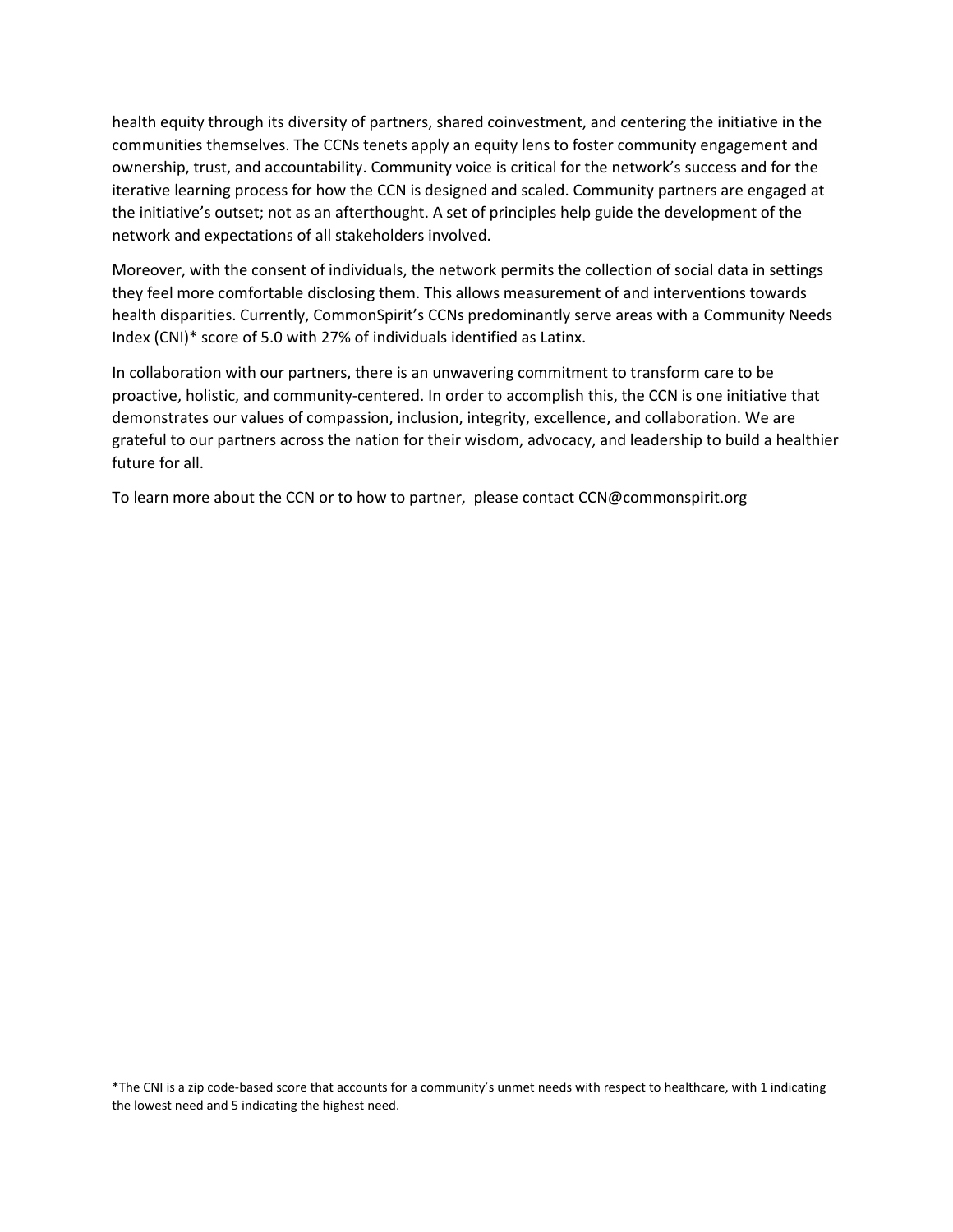health equity through its diversity of partners, shared coinvestment, and centering the initiative in the communities themselves. The CCNs tenets apply an equity lens to foster community engagement and ownership, trust, and accountability. Community voice is critical for the network's success and for the iterative learning process for how the CCN is designed and scaled. Community partners are engaged at the initiative's outset; not as an afterthought. A set of principles help guide the development of the network and expectations of all stakeholders involved.

Moreover, with the consent of individuals, the network permits the collection of social data in settings they feel more comfortable disclosing them. This allows measurement of and interventions towards health disparities. Currently, CommonSpirit's CCNs predominantly serve areas with a Community Needs Index (CNI)* score of 5.0 with 27% of individuals identified as Latinx.

In collaboration with our partners, there is an unwavering commitment to transform care to be proactive, holistic, and community-centered. In order to accomplish this, the CCN is one initiative that demonstrates our values of compassion, inclusion, integrity, excellence, and collaboration. We are grateful to our partners across the nation for their wisdom, advocacy, and leadership to build a healthier future for all.

To learn more about the CCN or to how to partner, please contact CCN@commonspirit.org

*The CNI is a zip code-based score that accounts for a community's unmet needs with respect to healthcare, with 1 indicating the lowest need and 5 indicating the highest need.